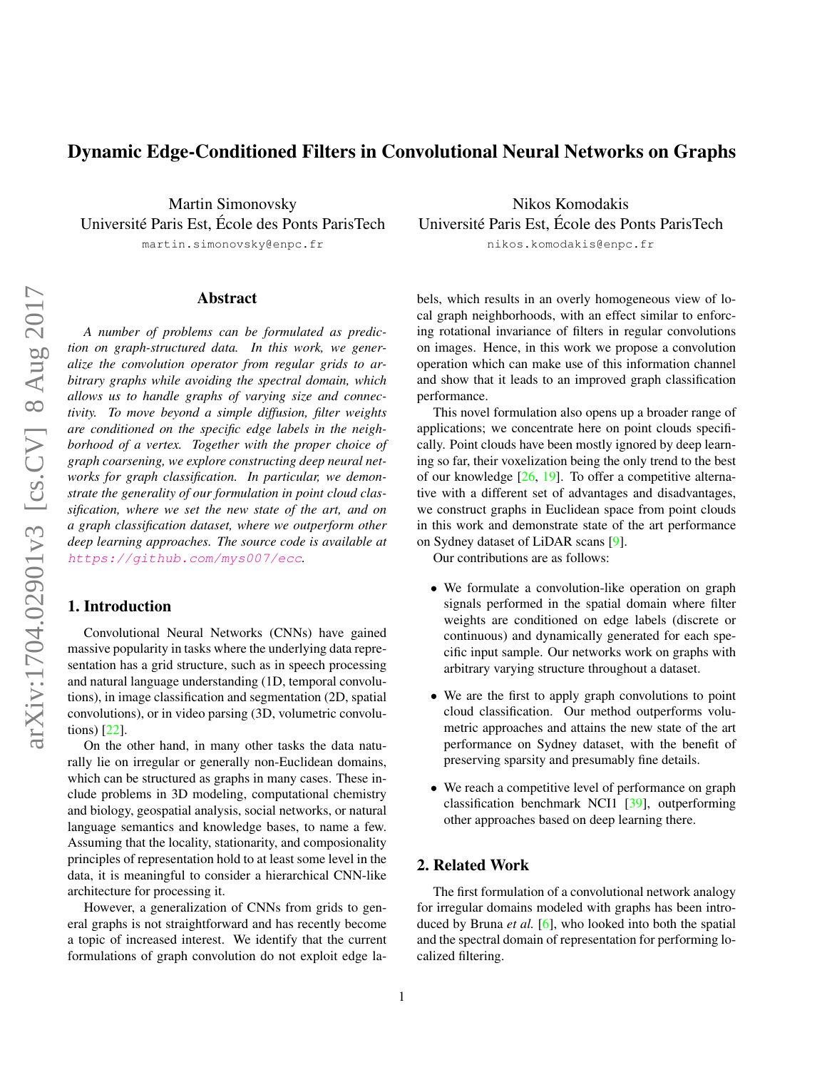# Dynamic Edge-Conditioned Filters in Convolutional Neural Networks on Graphs

Martin Simonovsky
Université Paris Est, École des Ponts ParisTech
martin.simonovsky@enpc.fr

Nikos Komodakis
Université Paris Est, École des Ponts ParisTech
nikos.komodakis@enpc.fr

## Abstract

*A number of problems can be formulated as prediction on graph-structured data. In this work, we generalize the convolution operator from regular grids to arbitrary graphs while avoiding the spectral domain, which allows us to handle graphs of varying size and connectivity. To move beyond a simple diffusion, filter weights are conditioned on the specific edge labels in the neighborhood of a vertex. Together with the proper choice of graph coarsening, we explore constructing deep neural networks for graph classification. In particular, we demonstrate the generality of our formulation in point cloud classification, where we set the new state of the art, and on a graph classification dataset, where we outperform other deep learning approaches. The source code is available at https://github.com/mys007/ecc.*

## 1. Introduction

Convolutional Neural Networks (CNNs) have gained massive popularity in tasks where the underlying data representation has a grid structure, such as in speech processing and natural language understanding (1D, temporal convolutions), in image classification and segmentation (2D, spatial convolutions), or in video parsing (3D, volumetric convolutions) [22].

On the other hand, in many other tasks the data naturally lie on irregular or generally non-Euclidean domains, which can be structured as graphs in many cases. These include problems in 3D modeling, computational chemistry and biology, geospatial analysis, social networks, or natural language semantics and knowledge bases, to name a few. Assuming that the locality, stationarity, and composionality principles of representation hold to at least some level in the data, it is meaningful to consider a hierarchical CNN-like architecture for processing it.

However, a generalization of CNNs from grids to general graphs is not straightforward and has recently become a topic of increased interest. We identify that the current formulations of graph convolution do not exploit edge labels, which results in an overly homogeneous view of local graph neighborhoods, with an effect similar to enforcing rotational invariance of filters in regular convolutions on images. Hence, in this work we propose a convolution operation which can make use of this information channel and show that it leads to an improved graph classification performance.

This novel formulation also opens up a broader range of applications; we concentrate here on point clouds specifically. Point clouds have been mostly ignored by deep learning so far, their voxelization being the only trend to the best of our knowledge [26, 19]. To offer a competitive alternative with a different set of advantages and disadvantages, we construct graphs in Euclidean space from point clouds in this work and demonstrate state of the art performance on Sydney dataset of LiDAR scans [9].

Our contributions are as follows:

- We formulate a convolution-like operation on graph signals performed in the spatial domain where filter weights are conditioned on edge labels (discrete or continuous) and dynamically generated for each specific input sample. Our networks work on graphs with arbitrary varying structure throughout a dataset.
- We are the first to apply graph convolutions to point cloud classification. Our method outperforms volumetric approaches and attains the new state of the art performance on Sydney dataset, with the benefit of preserving sparsity and presumably fine details.
- We reach a competitive level of performance on graph classification benchmark NCI1 [39], outperforming other approaches based on deep learning there.

## 2. Related Work

The first formulation of a convolutional network analogy for irregular domains modeled with graphs has been introduced by Bruna *et al.* [6], who looked into both the spatial and the spectral domain of representation for performing localized filtering.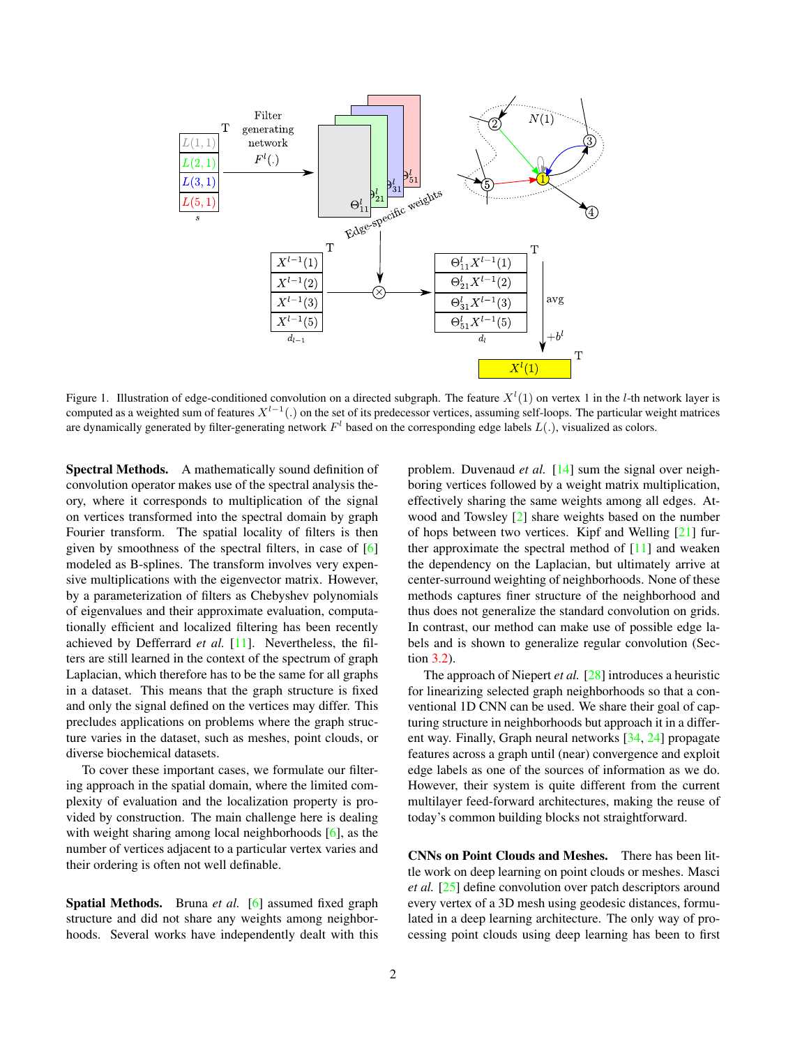Figure 1. Illustration of edge-conditioned convolution on a directed subgraph. The feature $X^l(1)$ on vertex 1 in the $l$-th network layer is computed as a weighted sum of features $X^{l-1}(.)$ on the set of its predecessor vertices, assuming self-loops. The particular weight matrices are dynamically generated by filter-generating network $F^l$ based on the corresponding edge labels $L(.)$, visualized as colors.

**Spectral Methods.** A mathematically sound definition of convolution operator makes use of the spectral analysis theory, where it corresponds to multiplication of the signal on vertices transformed into the spectral domain by graph Fourier transform. The spatial locality of filters is then given by smoothness of the spectral filters, in case of [6] modeled as B-splines. The transform involves very expensive multiplications with the eigenvector matrix. However, by a parameterization of filters as Chebyshev polynomials of eigenvalues and their approximate evaluation, computationally efficient and localized filtering has been recently achieved by Defferrard *et al.* [11]. Nevertheless, the filters are still learned in the context of the spectrum of graph Laplacian, which therefore has to be the same for all graphs in a dataset. This means that the graph structure is fixed and only the signal defined on the vertices may differ. This precludes applications on problems where the graph structure varies in the dataset, such as meshes, point clouds, or diverse biochemical datasets.

To cover these important cases, we formulate our filtering approach in the spatial domain, where the limited complexity of evaluation and the localization property is provided by construction. The main challenge here is dealing with weight sharing among local neighborhoods [6], as the number of vertices adjacent to a particular vertex varies and their ordering is often not well definable.

**Spatial Methods.** Bruna *et al.* [6] assumed fixed graph structure and did not share any weights among neighborhoods. Several works have independently dealt with this problem. Duvenaud *et al.* [14] sum the signal over neighboring vertices followed by a weight matrix multiplication, effectively sharing the same weights among all edges. Atwood and Towsley [2] share weights based on the number of hops between two vertices. Kipf and Welling [21] further approximate the spectral method of [11] and weaken the dependency on the Laplacian, but ultimately arrive at center-surround weighting of neighborhoods. None of these methods captures finer structure of the neighborhood and thus does not generalize the standard convolution on grids. In contrast, our method can make use of possible edge labels and is shown to generalize regular convolution (Section 3.2).

The approach of Niepert *et al.* [28] introduces a heuristic for linearizing selected graph neighborhoods so that a conventional 1D CNN can be used. We share their goal of capturing structure in neighborhoods but approach it in a different way. Finally, Graph neural networks [34, 24] propagate features across a graph until (near) convergence and exploit edge labels as one of the sources of information as we do. However, their system is quite different from the current multilayer feed-forward architectures, making the reuse of today's common building blocks not straightforward.

**CNNs on Point Clouds and Meshes.** There has been little work on deep learning on point clouds or meshes. Masci *et al.* [25] define convolution over patch descriptors around every vertex of a 3D mesh using geodesic distances, formulated in a deep learning architecture. The only way of processing point clouds using deep learning has been to first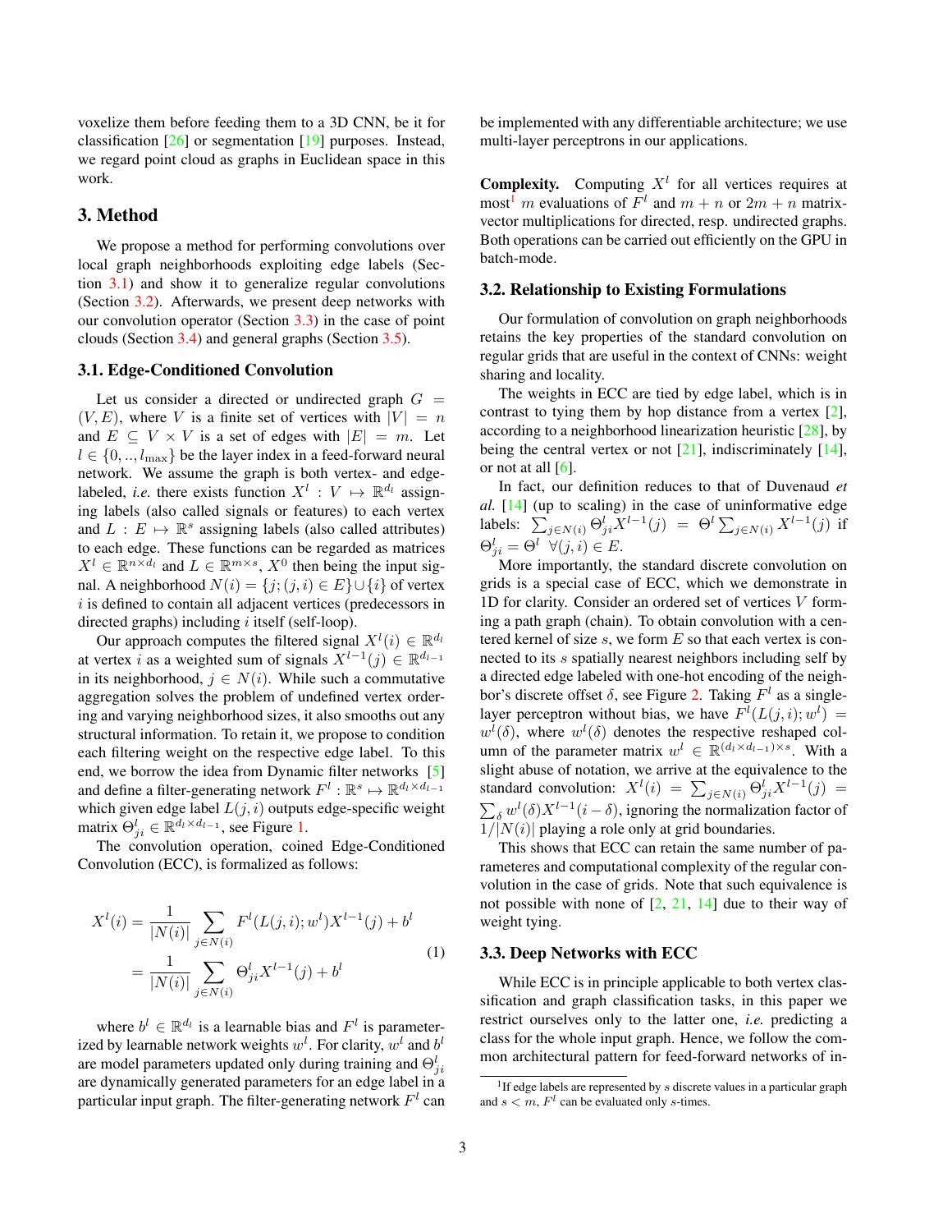voxelize them before feeding them to a 3D CNN, be it for classification [26] or segmentation [19] purposes. Instead, we regard point cloud as graphs in Euclidean space in this work.

## 3. Method

We propose a method for performing convolutions over local graph neighborhoods exploiting edge labels (Section 3.1) and show it to generalize regular convolutions (Section 3.2). Afterwards, we present deep networks with our convolution operator (Section 3.3) in the case of point clouds (Section 3.4) and general graphs (Section 3.5).

### 3.1. Edge-Conditioned Convolution

Let us consider a directed or undirected graph $G = (V, E)$, where $V$ is a finite set of vertices with $|V| = n$ and $E \subseteq V \times V$ is a set of edges with $|E| = m$. Let $l \in \{0, .., l_{\max}\}$ be the layer index in a feed-forward neural network. We assume the graph is both vertex- and edge-labeled, *i.e.* there exists function $X^l : V \mapsto \mathbb{R}^{d_l}$ assigning labels (also called signals or features) to each vertex and $L : E \mapsto \mathbb{R}^s$ assigning labels (also called attributes) to each edge. These functions can be regarded as matrices $X^l \in \mathbb{R}^{n \times d_l}$ and $L \in \mathbb{R}^{m \times s}$, $X^0$ then being the input signal. A neighborhood $N(i) = \{j; (j, i) \in E\} \cup \{i\}$ of vertex $i$ is defined to contain all adjacent vertices (predecessors in directed graphs) including $i$ itself (self-loop).

Our approach computes the filtered signal $X^l(i) \in \mathbb{R}^{d_l}$ at vertex $i$ as a weighted sum of signals $X^{l-1}(j) \in \mathbb{R}^{d_{l-1}}$ in its neighborhood, $j \in N(i)$. While such a commutative aggregation solves the problem of undefined vertex ordering and varying neighborhood sizes, it also smooths out any structural information. To retain it, we propose to condition each filtering weight on the respective edge label. To this end, we borrow the idea from Dynamic filter networks [5] and define a filter-generating network $F^l : \mathbb{R}^s \mapsto \mathbb{R}^{d_l \times d_{l-1}}$ which given edge label $L(j, i)$ outputs edge-specific weight matrix $\Theta^l_{ji} \in \mathbb{R}^{d_l \times d_{l-1}}$, see Figure 1.

The convolution operation, coined Edge-Conditioned Convolution (ECC), is formalized as follows:

$$
\begin{aligned}
X^l(i) &= \frac{1}{|N(i)|} \sum_{j \in N(i)} F^l(L(j, i); w^l) X^{l-1}(j) + b^l \\
&= \frac{1}{|N(i)|} \sum_{j \in N(i)} \Theta^l_{ji} X^{l-1}(j) + b^l
\end{aligned}
\tag{1}
$$

where $b^l \in \mathbb{R}^{d_l}$ is a learnable bias and $F^l$ is parameterized by learnable network weights $w^l$. For clarity, $w^l$ and $b^l$ are model parameters updated only during training and $\Theta^l_{ji}$ are dynamically generated parameters for an edge label in a particular input graph. The filter-generating network $F^l$ can be implemented with any differentiable architecture; we use multi-layer perceptrons in our applications.

**Complexity.** Computing $X^l$ for all vertices requires at most[1] $m$ evaluations of $F^l$ and $m + n$ or $2m + n$ matrix-vector multiplications for directed, resp. undirected graphs. Both operations can be carried out efficiently on the GPU in batch-mode.

### 3.2. Relationship to Existing Formulations

Our formulation of convolution on graph neighborhoods retains the key properties of the standard convolution on regular grids that are useful in the context of CNNs: weight sharing and locality.

The weights in ECC are tied by edge label, which is in contrast to tying them by hop distance from a vertex [2], according to a neighborhood linearization heuristic [28], by being the central vertex or not [21], indiscriminately [14], or not at all [6].

In fact, our definition reduces to that of Duvenaud *et al.* [14] (up to scaling) in the case of uninformative edge labels: $\sum_{j \in N(i)} \Theta^l_{ji} X^{l-1}(j) = \Theta^l \sum_{j \in N(i)} X^{l-1}(j)$ if $\Theta^l_{ji} = \Theta^l \;\; \forall (j, i) \in E$.

More importantly, the standard discrete convolution on grids is a special case of ECC, which we demonstrate in 1D for clarity. Consider an ordered set of vertices $V$ forming a path graph (chain). To obtain convolution with a centered kernel of size $s$, we form $E$ so that each vertex is connected to its $s$ spatially nearest neighbors including self by a directed edge labeled with one-hot encoding of the neighbor's discrete offset $\delta$, see Figure 2. Taking $F^l$ as a single-layer perceptron without bias, we have $F^l(L(j, i); w^l) = w^l(\delta)$, where $w^l(\delta)$ denotes the respective reshaped column of the parameter matrix $w^l \in \mathbb{R}^{(d_l \times d_{l-1}) \times s}$. With a slight abuse of notation, we arrive at the equivalence to the standard convolution: $X^l(i) = \sum_{j \in N(i)} \Theta^l_{ji} X^{l-1}(j) = \sum_\delta w^l(\delta) X^{l-1}(i - \delta)$, ignoring the normalization factor of $1/|N(i)|$ playing a role only at grid boundaries.

This shows that ECC can retain the same number of parameteres and computational complexity of the regular convolution in the case of grids. Note that such equivalence is not possible with none of [2, 21, 14] due to their way of weight tying.

### 3.3. Deep Networks with ECC

While ECC is in principle applicable to both vertex classification and graph classification tasks, in this paper we restrict ourselves only to the latter one, *i.e.* predicting a class for the whole input graph. Hence, we follow the common architectural pattern for feed-forward networks of in-

---

[1] If edge labels are represented by $s$ discrete values in a particular graph and $s < m$, $F^l$ can be evaluated only $s$-times.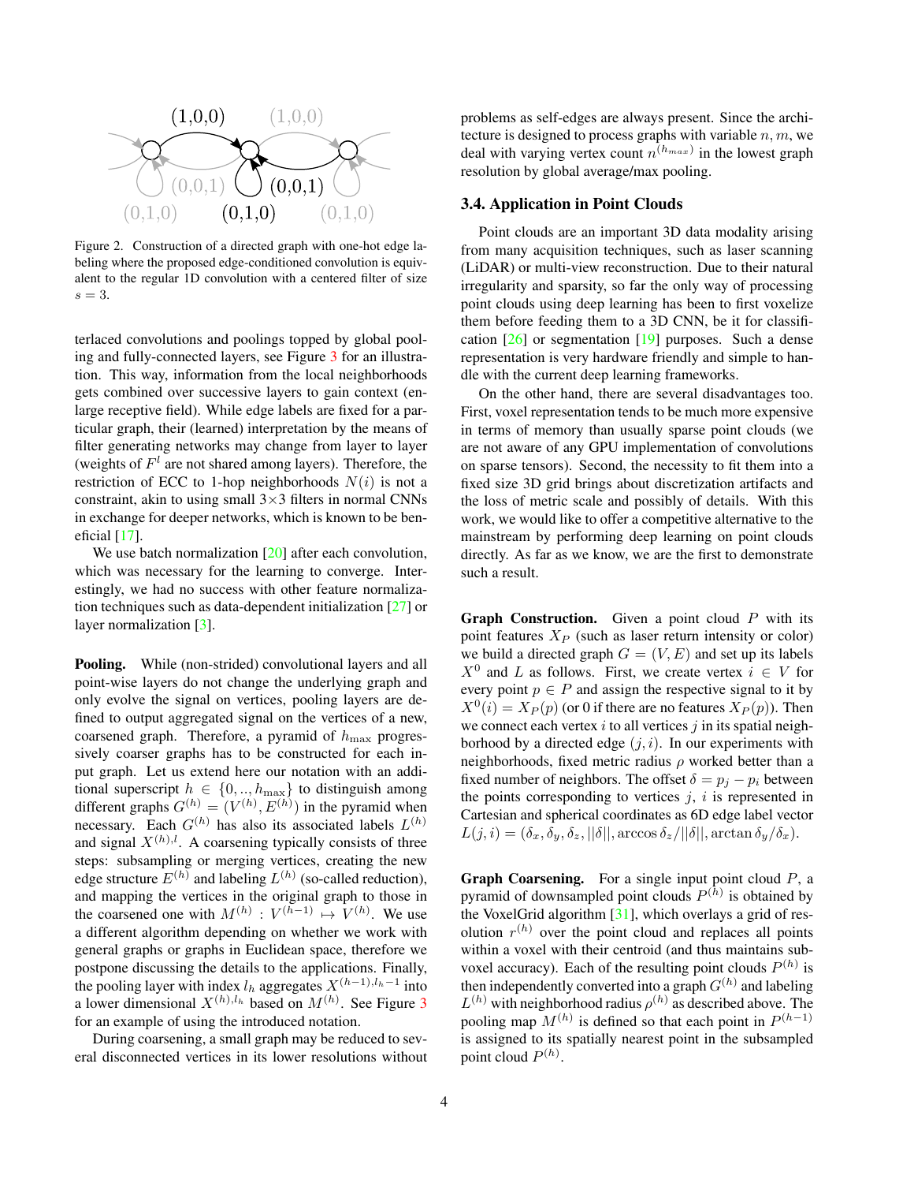Figure 2. Construction of a directed graph with one-hot edge labeling where the proposed edge-conditioned convolution is equivalent to the regular 1D convolution with a centered filter of size $s = 3$.

terlaced convolutions and poolings topped by global pooling and fully-connected layers, see Figure 3 for an illustration. This way, information from the local neighborhoods gets combined over successive layers to gain context (enlarge receptive field). While edge labels are fixed for a particular graph, their (learned) interpretation by the means of filter generating networks may change from layer to layer (weights of $F^l$ are not shared among layers). Therefore, the restriction of ECC to 1-hop neighborhoods $N(i)$ is not a constraint, akin to using small $3 \times 3$ filters in normal CNNs in exchange for deeper networks, which is known to be beneficial [17].

We use batch normalization [20] after each convolution, which was necessary for the learning to converge. Interestingly, we had no success with other feature normalization techniques such as data-dependent initialization [27] or layer normalization [3].

**Pooling.** While (non-strided) convolutional layers and all point-wise layers do not change the underlying graph and only evolve the signal on vertices, pooling layers are defined to output aggregated signal on the vertices of a new, coarsened graph. Therefore, a pyramid of $h_{\max}$ progressively coarser graphs has to be constructed for each input graph. Let us extend here our notation with an additional superscript $h \in \{0, .., h_{\max}\}$ to distinguish among different graphs $G^{(h)} = (V^{(h)}, E^{(h)})$ in the pyramid when necessary. Each $G^{(h)}$ has also its associated labels $L^{(h)}$ and signal $X^{(h),l}$. A coarsening typically consists of three steps: subsampling or merging vertices, creating the new edge structure $E^{(h)}$ and labeling $L^{(h)}$ (so-called reduction), and mapping the vertices in the original graph to those in the coarsened one with $M^{(h)} : V^{(h-1)} \mapsto V^{(h)}$. We use a different algorithm depending on whether we work with general graphs or graphs in Euclidean space, therefore we postpone discussing the details to the applications. Finally, the pooling layer with index $l_h$ aggregates $X^{(h-1),l_h-1}$ into a lower dimensional $X^{(h),l_h}$ based on $M^{(h)}$. See Figure 3 for an example of using the introduced notation.

During coarsening, a small graph may be reduced to several disconnected vertices in its lower resolutions without problems as self-edges are always present. Since the architecture is designed to process graphs with variable $n, m$, we deal with varying vertex count $n^{(h_{max})}$ in the lowest graph resolution by global average/max pooling.

## 3.4. Application in Point Clouds

Point clouds are an important 3D data modality arising from many acquisition techniques, such as laser scanning (LiDAR) or multi-view reconstruction. Due to their natural irregularity and sparsity, so far the only way of processing point clouds using deep learning has been to first voxelize them before feeding them to a 3D CNN, be it for classification [26] or segmentation [19] purposes. Such a dense representation is very hardware friendly and simple to handle with the current deep learning frameworks.

On the other hand, there are several disadvantages too. First, voxel representation tends to be much more expensive in terms of memory than usually sparse point clouds (we are not aware of any GPU implementation of convolutions on sparse tensors). Second, the necessity to fit them into a fixed size 3D grid brings about discretization artifacts and the loss of metric scale and possibly of details. With this work, we would like to offer a competitive alternative to the mainstream by performing deep learning on point clouds directly. As far as we know, we are the first to demonstrate such a result.

**Graph Construction.** Given a point cloud $P$ with its point features $X_P$ (such as laser return intensity or color) we build a directed graph $G = (V, E)$ and set up its labels $X^0$ and $L$ as follows. First, we create vertex $i \in V$ for every point $p \in P$ and assign the respective signal to it by $X^0(i) = X_P(p)$ (or 0 if there are no features $X_P(p)$). Then we connect each vertex $i$ to all vertices $j$ in its spatial neighborhood by a directed edge $(j, i)$. In our experiments with neighborhoods, fixed metric radius $\rho$ worked better than a fixed number of neighbors. The offset $\delta = p_j - p_i$ between the points corresponding to vertices $j$, $i$ is represented in Cartesian and spherical coordinates as 6D edge label vector $L(j, i) = (\delta_x, \delta_y, \delta_z, ||\delta||, \arccos \delta_z/||\delta||, \arctan \delta_y/\delta_x)$.

**Graph Coarsening.** For a single input point cloud $P$, a pyramid of downsampled point clouds $P^{(h)}$ is obtained by the VoxelGrid algorithm [31], which overlays a grid of resolution $r^{(h)}$ over the point cloud and replaces all points within a voxel with their centroid (and thus maintains subvoxel accuracy). Each of the resulting point clouds $P^{(h)}$ is then independently converted into a graph $G^{(h)}$ and labeling $L^{(h)}$ with neighborhood radius $\rho^{(h)}$ as described above. The pooling map $M^{(h)}$ is defined so that each point in $P^{(h-1)}$ is assigned to its spatially nearest point in the subsampled point cloud $P^{(h)}$.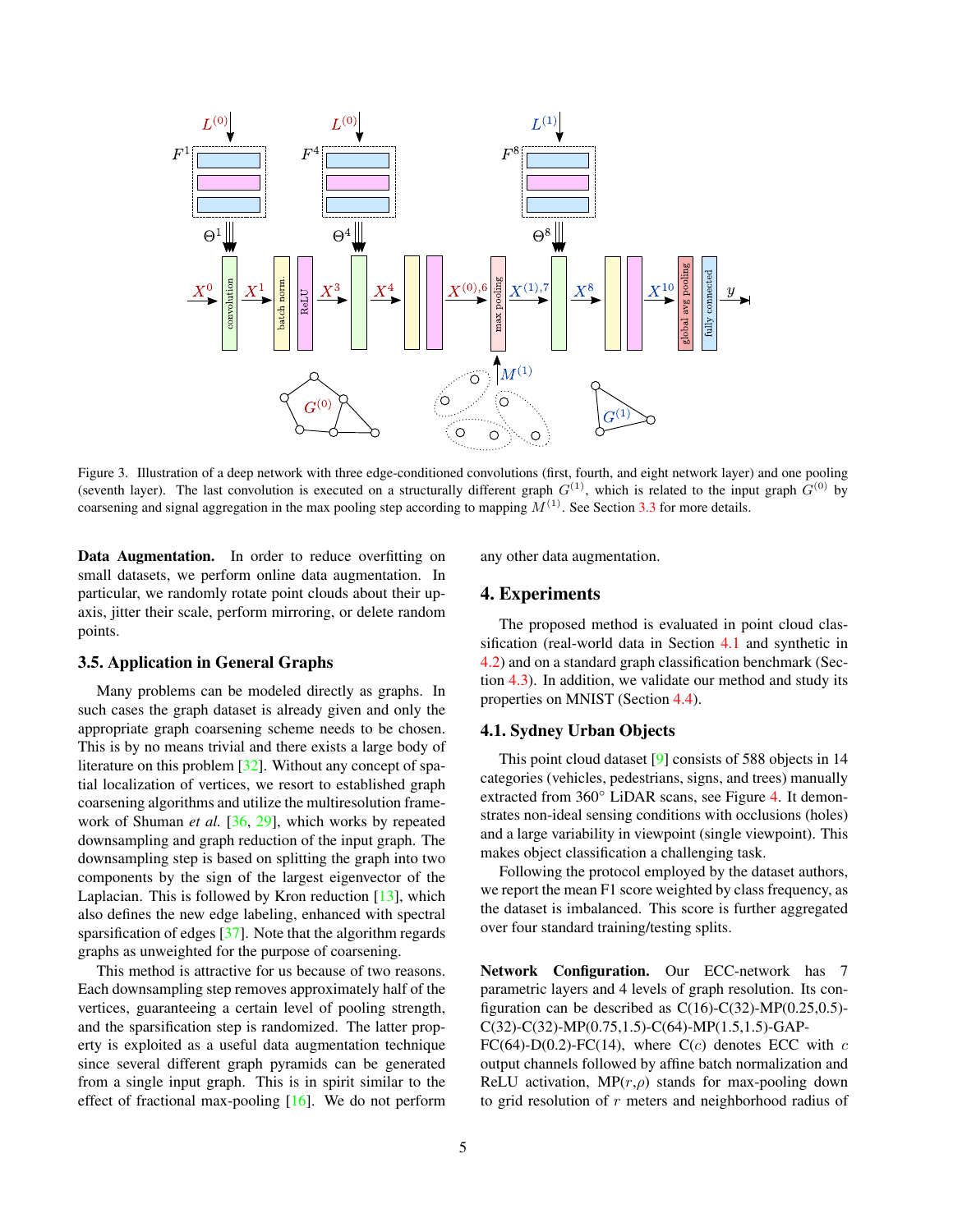Figure 3. Illustration of a deep network with three edge-conditioned convolutions (first, fourth, and eight network layer) and one pooling (seventh layer). The last convolution is executed on a structurally different graph $G^{(1)}$, which is related to the input graph $G^{(0)}$ by coarsening and signal aggregation in the max pooling step according to mapping $M^{(1)}$. See Section 3.3 for more details.

**Data Augmentation.** In order to reduce overfitting on small datasets, we perform online data augmentation. In particular, we randomly rotate point clouds about their up-axis, jitter their scale, perform mirroring, or delete random points.

### 3.5. Application in General Graphs

Many problems can be modeled directly as graphs. In such cases the graph dataset is already given and only the appropriate graph coarsening scheme needs to be chosen. This is by no means trivial and there exists a large body of literature on this problem [32]. Without any concept of spatial localization of vertices, we resort to established graph coarsening algorithms and utilize the multiresolution framework of Shuman *et al.* [36, 29], which works by repeated downsampling and graph reduction of the input graph. The downsampling step is based on splitting the graph into two components by the sign of the largest eigenvector of the Laplacian. This is followed by Kron reduction [13], which also defines the new edge labeling, enhanced with spectral sparsification of edges [37]. Note that the algorithm regards graphs as unweighted for the purpose of coarsening.

This method is attractive for us because of two reasons. Each downsampling step removes approximately half of the vertices, guaranteeing a certain level of pooling strength, and the sparsification step is randomized. The latter property is exploited as a useful data augmentation technique since several different graph pyramids can be generated from a single input graph. This is in spirit similar to the effect of fractional max-pooling [16]. We do not perform any other data augmentation.

## 4. Experiments

The proposed method is evaluated in point cloud classification (real-world data in Section 4.1 and synthetic in 4.2) and on a standard graph classification benchmark (Section 4.3). In addition, we validate our method and study its properties on MNIST (Section 4.4).

### 4.1. Sydney Urban Objects

This point cloud dataset [9] consists of 588 objects in 14 categories (vehicles, pedestrians, signs, and trees) manually extracted from 360° LiDAR scans, see Figure 4. It demonstrates non-ideal sensing conditions with occlusions (holes) and a large variability in viewpoint (single viewpoint). This makes object classification a challenging task.

Following the protocol employed by the dataset authors, we report the mean F1 score weighted by class frequency, as the dataset is imbalanced. This score is further aggregated over four standard training/testing splits.

**Network Configuration.** Our ECC-network has 7 parametric layers and 4 levels of graph resolution. Its configuration can be described as C(16)-C(32)-MP(0.25,0.5)-C(32)-C(32)-MP(0.75,1.5)-C(64)-MP(1.5,1.5)-GAP-FC(64)-D(0.2)-FC(14), where C($c$) denotes ECC with $c$ output channels followed by affine batch normalization and ReLU activation, MP($r$,$\rho$) stands for max-pooling down to grid resolution of $r$ meters and neighborhood radius of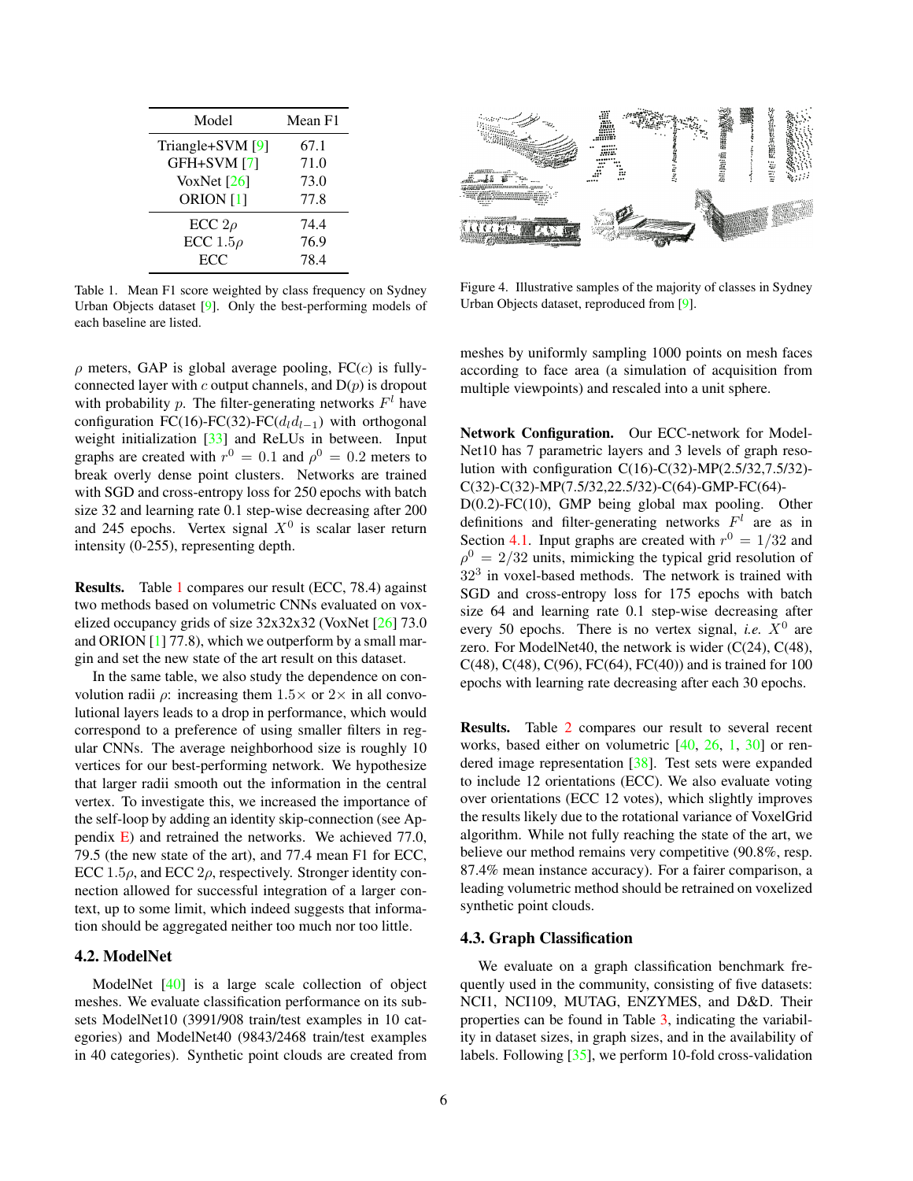| Model | Mean F1 |
|---|---|
| Triangle+SVM [9] | 67.1 |
| GFH+SVM [7] | 71.0 |
| VoxNet [26] | 73.0 |
| ORION [1] | 77.8 |
| ECC $2\rho$ | 74.4 |
| ECC $1.5\rho$ | 76.9 |
| ECC | 78.4 |

Table 1. Mean F1 score weighted by class frequency on Sydney Urban Objects dataset [9]. Only the best-performing models of each baseline are listed.

Figure 4. Illustrative samples of the majority of classes in Sydney Urban Objects dataset, reproduced from [9].

$\rho$ meters, GAP is global average pooling, FC($c$) is fully-connected layer with $c$ output channels, and D($p$) is dropout with probability $p$. The filter-generating networks $F^l$ have configuration FC(16)-FC(32)-FC($d_l d_{l-1}$) with orthogonal weight initialization [33] and ReLUs in between. Input graphs are created with $r^0 = 0.1$ and $\rho^0 = 0.2$ meters to break overly dense point clusters. Networks are trained with SGD and cross-entropy loss for 250 epochs with batch size 32 and learning rate 0.1 step-wise decreasing after 200 and 245 epochs. Vertex signal $X^0$ is scalar laser return intensity (0-255), representing depth.

**Results.** Table 1 compares our result (ECC, 78.4) against two methods based on volumetric CNNs evaluated on voxelized occupancy grids of size 32x32x32 (VoxNet [26] 73.0 and ORION [1] 77.8), which we outperform by a small margin and set the new state of the art result on this dataset.

In the same table, we also study the dependence on convolution radii $\rho$: increasing them $1.5\times$ or $2\times$ in all convolutional layers leads to a drop in performance, which would correspond to a preference of using smaller filters in regular CNNs. The average neighborhood size is roughly 10 vertices for our best-performing network. We hypothesize that larger radii smooth out the information in the central vertex. To investigate this, we increased the importance of the self-loop by adding an identity skip-connection (see Appendix E) and retrained the networks. We achieved 77.0, 79.5 (the new state of the art), and 77.4 mean F1 for ECC, ECC $1.5\rho$, and ECC $2\rho$, respectively. Stronger identity connection allowed for successful integration of a larger context, up to some limit, which indeed suggests that information should be aggregated neither too much nor too little.

## 4.2. ModelNet

ModelNet [40] is a large scale collection of object meshes. We evaluate classification performance on its subsets ModelNet10 (3991/908 train/test examples in 10 categories) and ModelNet40 (9843/2468 train/test examples in 40 categories). Synthetic point clouds are created from meshes by uniformly sampling 1000 points on mesh faces according to face area (a simulation of acquisition from multiple viewpoints) and rescaled into a unit sphere.

**Network Configuration.** Our ECC-network for ModelNet10 has 7 parametric layers and 3 levels of graph resolution with configuration C(16)-C(32)-MP(2.5/32,7.5/32)-C(32)-C(32)-MP(7.5/32,22.5/32)-C(64)-GMP-FC(64)-D(0.2)-FC(10), GMP being global max pooling. Other definitions and filter-generating networks $F^l$ are as in Section 4.1. Input graphs are created with $r^0 = 1/32$ and $\rho^0 = 2/32$ units, mimicking the typical grid resolution of $32^3$ in voxel-based methods. The network is trained with SGD and cross-entropy loss for 175 epochs with batch size 64 and learning rate 0.1 step-wise decreasing after every 50 epochs. There is no vertex signal, *i.e.* $X^0$ are zero. For ModelNet40, the network is wider (C(24), C(48), C(48), C(48), C(96), FC(64), FC(40)) and is trained for 100 epochs with learning rate decreasing after each 30 epochs.

**Results.** Table 2 compares our result to several recent works, based either on volumetric [40, 26, 1, 30] or rendered image representation [38]. Test sets were expanded to include 12 orientations (ECC). We also evaluate voting over orientations (ECC 12 votes), which slightly improves the results likely due to the rotational variance of VoxelGrid algorithm. While not fully reaching the state of the art, we believe our method remains very competitive (90.8%, resp. 87.4% mean instance accuracy). For a fairer comparison, a leading volumetric method should be retrained on voxelized synthetic point clouds.

## 4.3. Graph Classification

We evaluate on a graph classification benchmark frequently used in the community, consisting of five datasets: NCI1, NCI109, MUTAG, ENZYMES, and D&D. Their properties can be found in Table 3, indicating the variability in dataset sizes, in graph sizes, and in the availability of labels. Following [35], we perform 10-fold cross-validation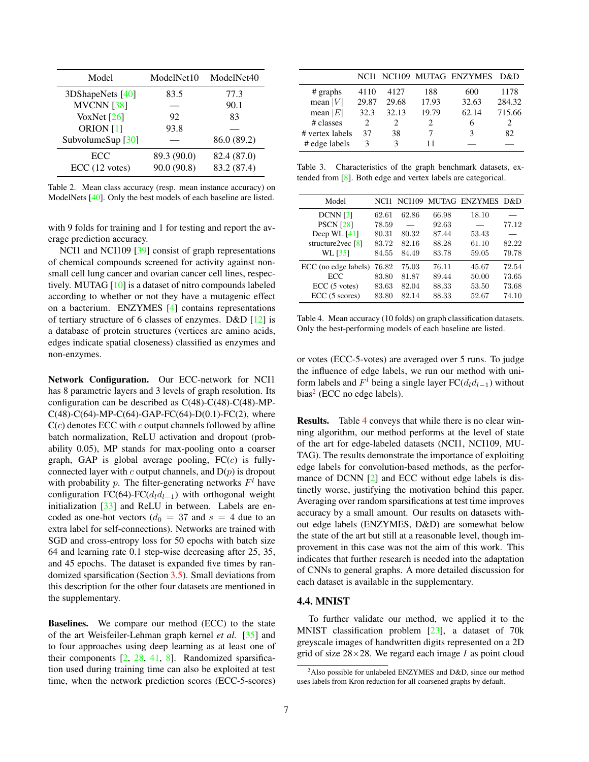| Model | ModelNet10 | ModelNet40 |
|---|---|---|
| 3DShapeNets [40] | 83.5 | 77.3 |
| MVCNN [38] | — | 90.1 |
| VoxNet [26] | 92 | 83 |
| ORION [1] | 93.8 | — |
| SubvolumeSup [30] | — | 86.0 (89.2) |
| ECC | 89.3 (90.0) | 82.4 (87.0) |
| ECC (12 votes) | 90.0 (90.8) | 83.2 (87.4) |

Table 2. Mean class accuracy (resp. mean instance accuracy) on ModelNets [40]. Only the best models of each baseline are listed.

with 9 folds for training and 1 for testing and report the average prediction accuracy.

NCI1 and NCI109 [39] consist of graph representations of chemical compounds screened for activity against non-small cell lung cancer and ovarian cancer cell lines, respectively. MUTAG [10] is a dataset of nitro compounds labeled according to whether or not they have a mutagenic effect on a bacterium. ENZYMES [4] contains representations of tertiary structure of 6 classes of enzymes. D&D [12] is a database of protein structures (vertices are amino acids, edges indicate spatial closeness) classified as enzymes and non-enzymes.

**Network Configuration.** Our ECC-network for NCI1 has 8 parametric layers and 3 levels of graph resolution. Its configuration can be described as C(48)-C(48)-C(48)-MP-C(48)-C(64)-MP-C(64)-GAP-FC(64)-D(0.1)-FC(2), where C($c$) denotes ECC with $c$ output channels followed by affine batch normalization, ReLU activation and dropout (probability 0.05), MP stands for max-pooling onto a coarser graph, GAP is global average pooling, FC($c$) is fully-connected layer with $c$ output channels, and D($p$) is dropout with probability $p$. The filter-generating networks $F^l$ have configuration FC(64)-FC($d_l d_{l-1}$) with orthogonal weight initialization [33] and ReLU in between. Labels are encoded as one-hot vectors ($d_0 = 37$ and $s = 4$ due to an extra label for self-connections). Networks are trained with SGD and cross-entropy loss for 50 epochs with batch size 64 and learning rate 0.1 step-wise decreasing after 25, 35, and 45 epochs. The dataset is expanded five times by randomized sparsification (Section 3.5). Small deviations from this description for the other four datasets are mentioned in the supplementary.

**Baselines.** We compare our method (ECC) to the state of the art Weisfeiler-Lehman graph kernel *et al.* [35] and to four approaches using deep learning as at least one of their components [2, 28, 41, 8]. Randomized sparsification used during training time can also be exploited at test time, when the network prediction scores (ECC-5-scores) or votes (ECC-5-votes) are averaged over 5 runs. To judge the influence of edge labels, we run our method with uniform labels and $F^l$ being a single layer FC($d_l d_{l-1}$) without bias[2] (ECC no edge labels).

| | NCI1 | NCI109 | MUTAG | ENZYMES | D&D |
|---|---|---|---|---|---|
| # graphs | 4110 | 4127 | 188 | 600 | 1178 |
| mean $\|V\|$ | 29.87 | 29.68 | 17.93 | 32.63 | 284.32 |
| mean $\|E\|$ | 32.3 | 32.13 | 19.79 | 62.14 | 715.66 |
| # classes | 2 | 2 | 2 | 6 | 2 |
| # vertex labels | 37 | 38 | 7 | 3 | 82 |
| # edge labels | 3 | 3 | 11 | — | — |

Table 3. Characteristics of the graph benchmark datasets, extended from [8]. Both edge and vertex labels are categorical.

| Model | NCI1 | NCI109 | MUTAG | ENZYMES | D&D |
|---|---|---|---|---|---|
| DCNN [2] | 62.61 | 62.86 | 66.98 | 18.10 | — |
| PSCN [28] | 78.59 | — | 92.63 | — | 77.12 |
| Deep WL [41] | 80.31 | 80.32 | 87.44 | 53.43 | — |
| structure2vec [8] | 83.72 | 82.16 | 88.28 | 61.10 | 82.22 |
| WL [35] | 84.55 | 84.49 | 83.78 | 59.05 | 79.78 |
| ECC (no edge labels) | 76.82 | 75.03 | 76.11 | 45.67 | 72.54 |
| ECC | 83.80 | 81.87 | 89.44 | 50.00 | 73.65 |
| ECC (5 votes) | 83.63 | 82.04 | 88.33 | 53.50 | 73.68 |
| ECC (5 scores) | 83.80 | 82.14 | 88.33 | 52.67 | 74.10 |

Table 4. Mean accuracy (10 folds) on graph classification datasets. Only the best-performing models of each baseline are listed.

**Results.** Table 4 conveys that while there is no clear winning algorithm, our method performs at the level of state of the art for edge-labeled datasets (NCI1, NCI109, MUTAG). The results demonstrate the importance of exploiting edge labels for convolution-based methods, as the performance of DCNN [2] and ECC without edge labels is distinctly worse, justifying the motivation behind this paper. Averaging over random sparsifications at test time improves accuracy by a small amount. Our results on datasets without edge labels (ENZYMES, D&D) are somewhat below the state of the art but still at a reasonable level, though improvement in this case was not the aim of this work. This indicates that further research is needed into the adaptation of CNNs to general graphs. A more detailed discussion for each dataset is available in the supplementary.

### 4.4. MNIST

To further validate our method, we applied it to the MNIST classification problem [23], a dataset of 70k greyscale images of handwritten digits represented on a 2D grid of size 28×28. We regard each image $I$ as point cloud

[2] Also possible for unlabeled ENZYMES and D&D, since our method uses labels from Kron reduction for all coarsened graphs by default.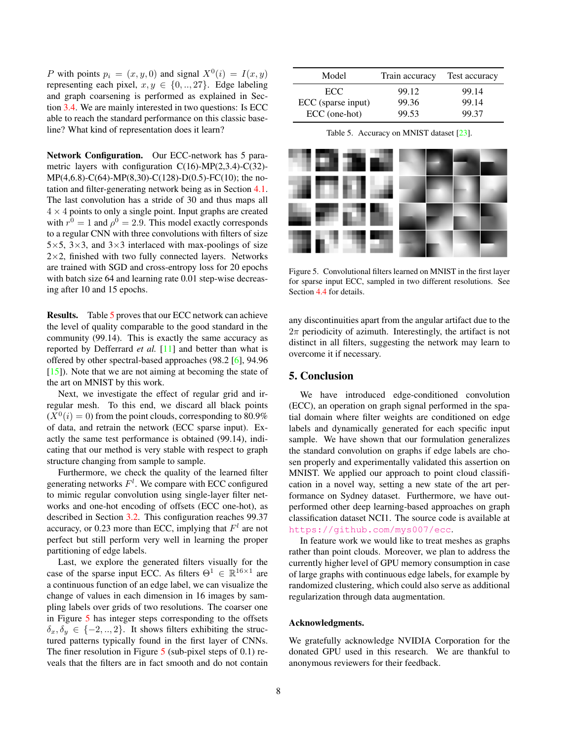$P$ with points $p_i = (x, y, 0)$ and signal $X^0(i) = I(x, y)$ representing each pixel, $x, y \in \{0, .., 27\}$. Edge labeling and graph coarsening is performed as explained in Section 3.4. We are mainly interested in two questions: Is ECC able to reach the standard performance on this classic baseline? What kind of representation does it learn?

**Network Configuration.** Our ECC-network has 5 parametric layers with configuration C(16)-MP(2,3.4)-C(32)-MP(4,6.8)-C(64)-MP(8,30)-C(128)-D(0.5)-FC(10); the notation and filter-generating network being as in Section 4.1. The last convolution has a stride of 30 and thus maps all $4 \times 4$ points to only a single point. Input graphs are created with $r^0 = 1$ and $\rho^0 = 2.9$. This model exactly corresponds to a regular CNN with three convolutions with filters of size $5{\times}5$, $3{\times}3$, and $3{\times}3$ interlaced with max-poolings of size $2{\times}2$, finished with two fully connected layers. Networks are trained with SGD and cross-entropy loss for 20 epochs with batch size 64 and learning rate 0.01 step-wise decreasing after 10 and 15 epochs.

**Results.** Table 5 proves that our ECC network can achieve the level of quality comparable to the good standard in the community (99.14). This is exactly the same accuracy as reported by Defferrard *et al.* [11] and better than what is offered by other spectral-based approaches (98.2 [6], 94.96 [15]). Note that we are not aiming at becoming the state of the art on MNIST by this work.

Next, we investigate the effect of regular grid and irregular mesh. To this end, we discard all black points ($X^0(i) = 0$) from the point clouds, corresponding to 80.9% of data, and retrain the network (ECC sparse input). Exactly the same test performance is obtained (99.14), indicating that our method is very stable with respect to graph structure changing from sample to sample.

Furthermore, we check the quality of the learned filter generating networks $F^l$. We compare with ECC configured to mimic regular convolution using single-layer filter networks and one-hot encoding of offsets (ECC one-hot), as described in Section 3.2. This configuration reaches 99.37 accuracy, or 0.23 more than ECC, implying that $F^l$ are not perfect but still perform very well in learning the proper partitioning of edge labels.

Last, we explore the generated filters visually for the case of the sparse input ECC. As filters $\Theta^1 \in \mathbb{R}^{16\times 1}$ are a continuous function of an edge label, we can visualize the change of values in each dimension in 16 images by sampling labels over grids of two resolutions. The coarser one in Figure 5 has integer steps corresponding to the offsets $\delta_x, \delta_y \in \{-2, .., 2\}$. It shows filters exhibiting the structured patterns typically found in the first layer of CNNs. The finer resolution in Figure 5 (sub-pixel steps of 0.1) reveals that the filters are in fact smooth and do not contain any discontinuities apart from the angular artifact due to the $2\pi$ periodicity of azimuth. Interestingly, the artifact is not distinct in all filters, suggesting the network may learn to overcome it if necessary.

| Model | Train accuracy | Test accuracy |
|---|---|---|
| ECC | 99.12 | 99.14 |
| ECC (sparse input) | 99.36 | 99.14 |
| ECC (one-hot) | 99.53 | 99.37 |

Table 5. Accuracy on MNIST dataset [23].

Figure 5. Convolutional filters learned on MNIST in the first layer for sparse input ECC, sampled in two different resolutions. See Section 4.4 for details.

## 5. Conclusion

We have introduced edge-conditioned convolution (ECC), an operation on graph signal performed in the spatial domain where filter weights are conditioned on edge labels and dynamically generated for each specific input sample. We have shown that our formulation generalizes the standard convolution on graphs if edge labels are chosen properly and experimentally validated this assertion on MNIST. We applied our approach to point cloud classification in a novel way, setting a new state of the art performance on Sydney dataset. Furthermore, we have outperformed other deep learning-based approaches on graph classification dataset NCI1. The source code is available at https://github.com/mys007/ecc.

In feature work we would like to treat meshes as graphs rather than point clouds. Moreover, we plan to address the currently higher level of GPU memory consumption in case of large graphs with continuous edge labels, for example by randomized clustering, which could also serve as additional regularization through data augmentation.

### Acknowledgments.

We gratefully acknowledge NVIDIA Corporation for the donated GPU used in this research. We are thankful to anonymous reviewers for their feedback.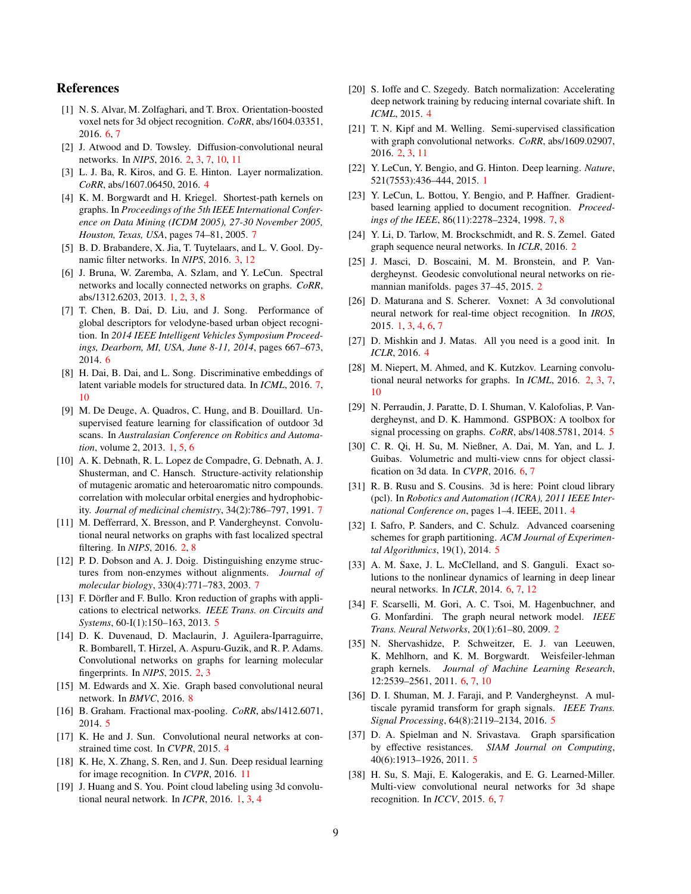## References

[1] N. S. Alvar, M. Zolfaghari, and T. Brox. Orientation-boosted voxel nets for 3d object recognition. *CoRR*, abs/1604.03351, 2016. 6, 7

[2] J. Atwood and D. Towsley. Diffusion-convolutional neural networks. In *NIPS*, 2016. 2, 3, 7, 10, 11

[3] L. J. Ba, R. Kiros, and G. E. Hinton. Layer normalization. *CoRR*, abs/1607.06450, 2016. 4

[4] K. M. Borgwardt and H. Kriegel. Shortest-path kernels on graphs. In *Proceedings of the 5th IEEE International Conference on Data Mining (ICDM 2005), 27-30 November 2005, Houston, Texas, USA*, pages 74–81, 2005. 7

[5] B. D. Brabandere, X. Jia, T. Tuytelaars, and L. V. Gool. Dynamic filter networks. In *NIPS*, 2016. 3, 12

[6] J. Bruna, W. Zaremba, A. Szlam, and Y. LeCun. Spectral networks and locally connected networks on graphs. *CoRR*, abs/1312.6203, 2013. 1, 2, 3, 8

[7] T. Chen, B. Dai, D. Liu, and J. Song. Performance of global descriptors for velodyne-based urban object recognition. In *2014 IEEE Intelligent Vehicles Symposium Proceedings, Dearborn, MI, USA, June 8-11, 2014*, pages 667–673, 2014. 6

[8] H. Dai, B. Dai, and L. Song. Discriminative embeddings of latent variable models for structured data. In *ICML*, 2016. 7, 10

[9] M. De Deuge, A. Quadros, C. Hung, and B. Douillard. Unsupervised feature learning for classification of outdoor 3d scans. In *Australasian Conference on Robitics and Automation*, volume 2, 2013. 1, 5, 6

[10] A. K. Debnath, R. L. Lopez de Compadre, G. Debnath, A. J. Shusterman, and C. Hansch. Structure-activity relationship of mutagenic aromatic and heteroaromatic nitro compounds. correlation with molecular orbital energies and hydrophobicity. *Journal of medicinal chemistry*, 34(2):786–797, 1991. 7

[11] M. Defferrard, X. Bresson, and P. Vandergheynst. Convolutional neural networks on graphs with fast localized spectral filtering. In *NIPS*, 2016. 2, 8

[12] P. D. Dobson and A. J. Doig. Distinguishing enzyme structures from non-enzymes without alignments. *Journal of molecular biology*, 330(4):771–783, 2003. 7

[13] F. Dörfler and F. Bullo. Kron reduction of graphs with applications to electrical networks. *IEEE Trans. on Circuits and Systems*, 60-I(1):150–163, 2013. 5

[14] D. K. Duvenaud, D. Maclaurin, J. Aguilera-Iparraguirre, R. Bombarell, T. Hirzel, A. Aspuru-Guzik, and R. P. Adams. Convolutional networks on graphs for learning molecular fingerprints. In *NIPS*, 2015. 2, 3

[15] M. Edwards and X. Xie. Graph based convolutional neural network. In *BMVC*, 2016. 8

[16] B. Graham. Fractional max-pooling. *CoRR*, abs/1412.6071, 2014. 5

[17] K. He and J. Sun. Convolutional neural networks at constrained time cost. In *CVPR*, 2015. 4

[18] K. He, X. Zhang, S. Ren, and J. Sun. Deep residual learning for image recognition. In *CVPR*, 2016. 11

[19] J. Huang and S. You. Point cloud labeling using 3d convolutional neural network. In *ICPR*, 2016. 1, 3, 4

[20] S. Ioffe and C. Szegedy. Batch normalization: Accelerating deep network training by reducing internal covariate shift. In *ICML*, 2015. 4

[21] T. N. Kipf and M. Welling. Semi-supervised classification with graph convolutional networks. *CoRR*, abs/1609.02907, 2016. 2, 3, 11

[22] Y. LeCun, Y. Bengio, and G. Hinton. Deep learning. *Nature*, 521(7553):436–444, 2015. 1

[23] Y. LeCun, L. Bottou, Y. Bengio, and P. Haffner. Gradient-based learning applied to document recognition. *Proceedings of the IEEE*, 86(11):2278–2324, 1998. 7, 8

[24] Y. Li, D. Tarlow, M. Brockschmidt, and R. S. Zemel. Gated graph sequence neural networks. In *ICLR*, 2016. 2

[25] J. Masci, D. Boscaini, M. M. Bronstein, and P. Vandergheynst. Geodesic convolutional neural networks on riemannian manifolds. pages 37–45, 2015. 2

[26] D. Maturana and S. Scherer. Voxnet: A 3d convolutional neural network for real-time object recognition. In *IROS*, 2015. 1, 3, 4, 6, 7

[27] D. Mishkin and J. Matas. All you need is a good init. In *ICLR*, 2016. 4

[28] M. Niepert, M. Ahmed, and K. Kutzkov. Learning convolutional neural networks for graphs. In *ICML*, 2016. 2, 3, 7, 10

[29] N. Perraudin, J. Paratte, D. I. Shuman, V. Kalofolias, P. Vandergheynst, and D. K. Hammond. GSPBOX: A toolbox for signal processing on graphs. *CoRR*, abs/1408.5781, 2014. 5

[30] C. R. Qi, H. Su, M. Nießner, A. Dai, M. Yan, and L. J. Guibas. Volumetric and multi-view cnns for object classification on 3d data. In *CVPR*, 2016. 6, 7

[31] R. B. Rusu and S. Cousins. 3d is here: Point cloud library (pcl). In *Robotics and Automation (ICRA), 2011 IEEE International Conference on*, pages 1–4. IEEE, 2011. 4

[32] I. Safro, P. Sanders, and C. Schulz. Advanced coarsening schemes for graph partitioning. *ACM Journal of Experimental Algorithmics*, 19(1), 2014. 5

[33] A. M. Saxe, J. L. McClelland, and S. Ganguli. Exact solutions to the nonlinear dynamics of learning in deep linear neural networks. In *ICLR*, 2014. 6, 7, 12

[34] F. Scarselli, M. Gori, A. C. Tsoi, M. Hagenbuchner, and G. Monfardini. The graph neural network model. *IEEE Trans. Neural Networks*, 20(1):61–80, 2009. 2

[35] N. Shervashidze, P. Schweitzer, E. J. van Leeuwen, K. Mehlhorn, and K. M. Borgwardt. Weisfeiler-lehman graph kernels. *Journal of Machine Learning Research*, 12:2539–2561, 2011. 6, 7, 10

[36] D. I. Shuman, M. J. Faraji, and P. Vandergheynst. A multiscale pyramid transform for graph signals. *IEEE Trans. Signal Processing*, 64(8):2119–2134, 2016. 5

[37] D. A. Spielman and N. Srivastava. Graph sparsification by effective resistances. *SIAM Journal on Computing*, 40(6):1913–1926, 2011. 5

[38] H. Su, S. Maji, E. Kalogerakis, and E. G. Learned-Miller. Multi-view convolutional neural networks for 3d shape recognition. In *ICCV*, 2015. 6, 7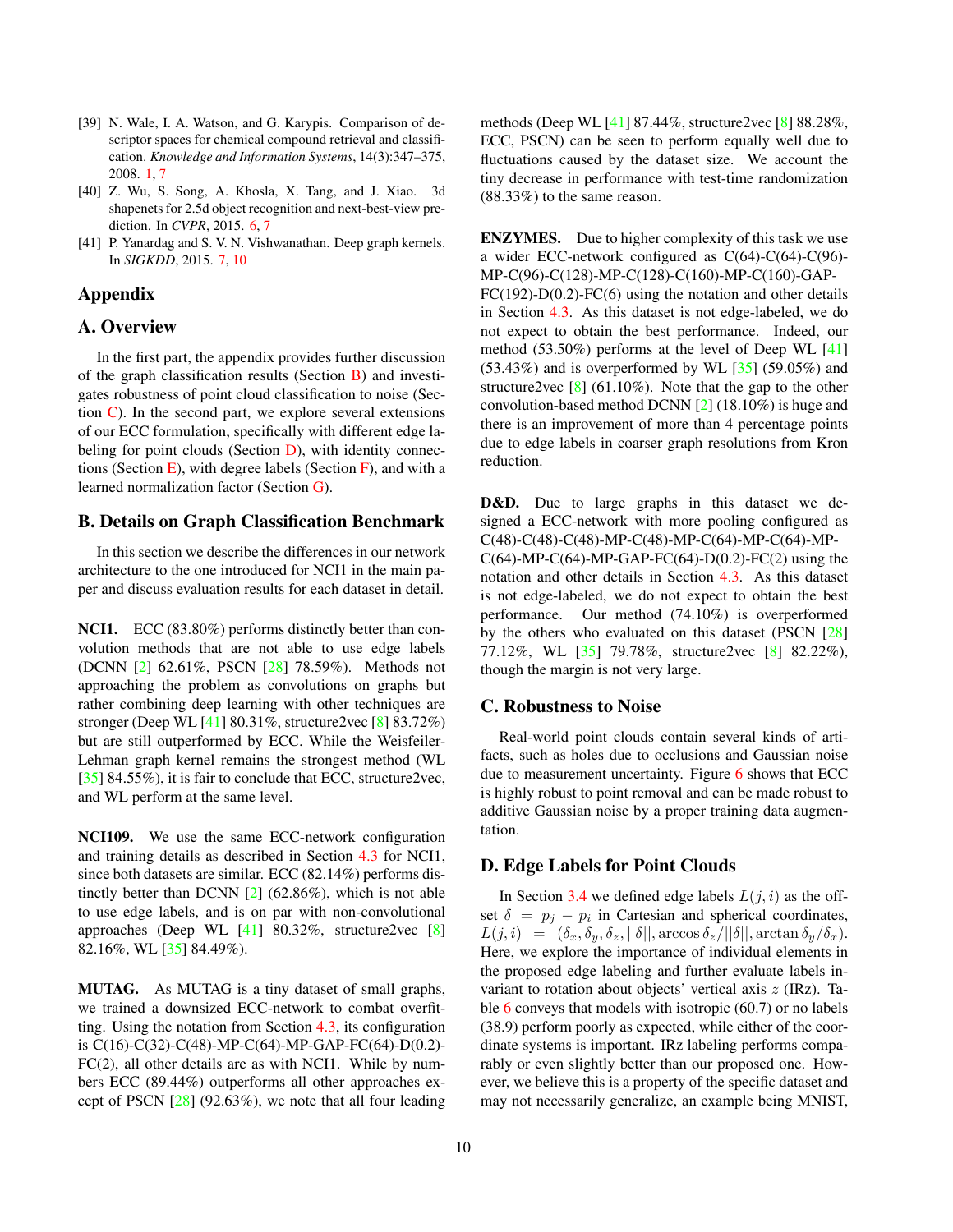[39] N. Wale, I. A. Watson, and G. Karypis. Comparison of descriptor spaces for chemical compound retrieval and classification. *Knowledge and Information Systems*, 14(3):347–375, 2008. 1, 7

[40] Z. Wu, S. Song, A. Khosla, X. Tang, and J. Xiao. 3d shapenets for 2.5d object recognition and next-best-view prediction. In *CVPR*, 2015. 6, 7

[41] P. Yanardag and S. V. N. Vishwanathan. Deep graph kernels. In *SIGKDD*, 2015. 7, 10

# Appendix

## A. Overview

In the first part, the appendix provides further discussion of the graph classification results (Section B) and investigates robustness of point cloud classification to noise (Section C). In the second part, we explore several extensions of our ECC formulation, specifically with different edge labeling for point clouds (Section D), with identity connections (Section E), with degree labels (Section F), and with a learned normalization factor (Section G).

## B. Details on Graph Classification Benchmark

In this section we describe the differences in our network architecture to the one introduced for NCI1 in the main paper and discuss evaluation results for each dataset in detail.

**NCI1.** ECC (83.80%) performs distinctly better than convolution methods that are not able to use edge labels (DCNN [2] 62.61%, PSCN [28] 78.59%). Methods not approaching the problem as convolutions on graphs but rather combining deep learning with other techniques are stronger (Deep WL [41] 80.31%, structure2vec [8] 83.72%) but are still outperformed by ECC. While the Weisfeiler-Lehman graph kernel remains the strongest method (WL [35] 84.55%), it is fair to conclude that ECC, structure2vec, and WL perform at the same level.

**NCI109.** We use the same ECC-network configuration and training details as described in Section 4.3 for NCI1, since both datasets are similar. ECC (82.14%) performs distinctly better than DCNN [2] (62.86%), which is not able to use edge labels, and is on par with non-convolutional approaches (Deep WL [41] 80.32%, structure2vec [8] 82.16%, WL [35] 84.49%).

**MUTAG.** As MUTAG is a tiny dataset of small graphs, we trained a downsized ECC-network to combat overfitting. Using the notation from Section 4.3, its configuration is C(16)-C(32)-C(48)-MP-C(64)-MP-GAP-FC(64)-D(0.2)-FC(2), all other details are as with NCI1. While by numbers ECC (89.44%) outperforms all other approaches except of PSCN [28] (92.63%), we note that all four leading methods (Deep WL [41] 87.44%, structure2vec [8] 88.28%, ECC, PSCN) can be seen to perform equally well due to fluctuations caused by the dataset size. We account the tiny decrease in performance with test-time randomization (88.33%) to the same reason.

**ENZYMES.** Due to higher complexity of this task we use a wider ECC-network configured as C(64)-C(64)-C(96)-MP-C(96)-C(128)-MP-C(128)-C(160)-MP-C(160)-GAP-FC(192)-D(0.2)-FC(6) using the notation and other details in Section 4.3. As this dataset is not edge-labeled, we do not expect to obtain the best performance. Indeed, our method (53.50%) performs at the level of Deep WL [41] (53.43%) and is overperformed by WL [35] (59.05%) and structure2vec [8] (61.10%). Note that the gap to the other convolution-based method DCNN [2] (18.10%) is huge and there is an improvement of more than 4 percentage points due to edge labels in coarser graph resolutions from Kron reduction.

**D&D.** Due to large graphs in this dataset we designed a ECC-network with more pooling configured as C(48)-C(48)-C(48)-MP-C(48)-MP-C(64)-MP-C(64)-MP-C(64)-MP-C(64)-MP-GAP-FC(64)-D(0.2)-FC(2) using the notation and other details in Section 4.3. As this dataset is not edge-labeled, we do not expect to obtain the best performance. Our method (74.10%) is overperformed by the others who evaluated on this dataset (PSCN [28] 77.12%, WL [35] 79.78%, structure2vec [8] 82.22%), though the margin is not very large.

## C. Robustness to Noise

Real-world point clouds contain several kinds of artifacts, such as holes due to occlusions and Gaussian noise due to measurement uncertainty. Figure 6 shows that ECC is highly robust to point removal and can be made robust to additive Gaussian noise by a proper training data augmentation.

## D. Edge Labels for Point Clouds

In Section 3.4 we defined edge labels $L(j,i)$ as the offset $\delta = p_j - p_i$ in Cartesian and spherical coordinates, $L(j,i) = (\delta_x, \delta_y, \delta_z, ||\delta||, \arccos \delta_z/||\delta||, \arctan \delta_y/\delta_x)$. Here, we explore the importance of individual elements in the proposed edge labeling and further evaluate labels invariant to rotation about objects' vertical axis $z$ (IRz). Table 6 conveys that models with isotropic (60.7) or no labels (38.9) perform poorly as expected, while either of the coordinate systems is important. IRz labeling performs comparably or even slightly better than our proposed one. However, we believe this is a property of the specific dataset and may not necessarily generalize, an example being MNIST,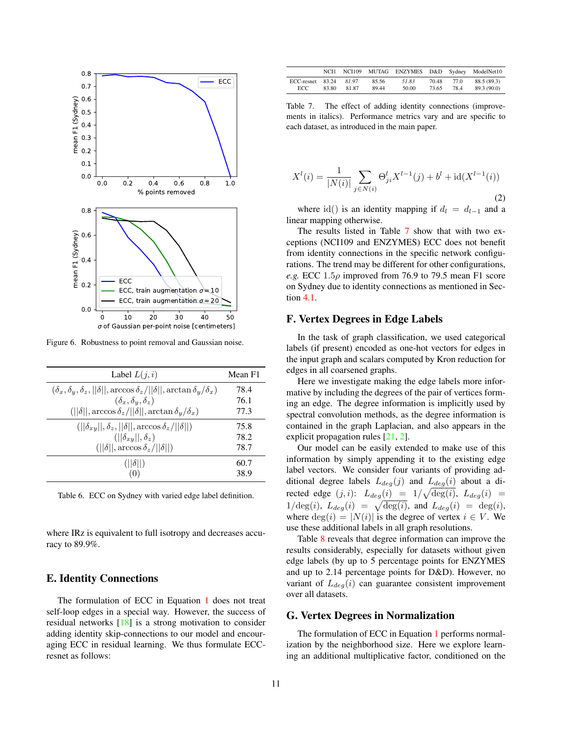Figure 6. Robustness to point removal and Gaussian noise.

| Label $L(j,i)$ | Mean F1 |
|---|---|
| $(\delta_x, \delta_y, \delta_z, \|\|\delta\|\|, \arccos \delta_z/\|\|\delta\|\|, \arctan \delta_y/\delta_x)$ | 78.4 |
| $(\delta_x, \delta_y, \delta_z)$ | 76.1 |
| $(\|\|\delta\|\|, \arccos \delta_z/\|\|\delta\|\|, \arctan \delta_y/\delta_x)$ | 77.3 |
| $(\|\|\delta_{xy}\|\|, \delta_z, \|\|\delta\|\|, \arccos \delta_z/\|\|\delta\|\|)$ | 75.8 |
| $(\|\|\delta_{xy}\|\|, \delta_z)$ | 78.2 |
| $(\|\|\delta\|\|, \arccos \delta_z/\|\|\delta\|\|)$ | 78.7 |
| $(\|\|\delta\|\|)$ | 60.7 |
| $(0)$ | 38.9 |

Table 6. ECC on Sydney with varied edge label definition.

where IRz is equivalent to full isotropy and decreases accuracy to 89.9%.

## E. Identity Connections

The formulation of ECC in Equation 1 does not treat self-loop edges in a special way. However, the success of residual networks [18] is a strong motivation to consider adding identity skip-connections to our model and encouraging ECC in residual learning. We thus formulate ECC-resnet as follows:

| | NCI1 | NCI109 | MUTAG | ENZYMES | D&D | Sydney | ModelNet10 |
|---|---|---|---|---|---|---|---|
| ECC-resnet | 83.24 | *81.97* | 85.56 | *51.83* | 70.48 | 77.0 | 88.5 (89.3) |
| ECC | 83.80 | 81.87 | 89.44 | 50.00 | 73.65 | 78.4 | 89.3 (90.0) |

Table 7. The effect of adding identity connections (improvements in italics). Performance metrics vary and are specific to each dataset, as introduced in the main paper.

$$X^l(i) = \frac{1}{|N(i)|} \sum_{j \in N(i)} \Theta^l_{ji} X^{l-1}(j) + b^l + \mathrm{id}(X^{l-1}(i)) \tag{2}$$

where id() is an identity mapping if $d_l = d_{l-1}$ and a linear mapping otherwise.

The results listed in Table 7 show that with two exceptions (NCI109 and ENZYMES) ECC does not benefit from identity connections in the specific network configurations. The trend may be different for other configurations, *e.g.* ECC $1.5\rho$ improved from 76.9 to 79.5 mean F1 score on Sydney due to identity connections as mentioned in Section 4.1.

## F. Vertex Degrees in Edge Labels

In the task of graph classification, we used categorical labels (if present) encoded as one-hot vectors for edges in the input graph and scalars computed by Kron reduction for edges in all coarsened graphs.

Here we investigate making the edge labels more informative by including the degrees of the pair of vertices forming an edge. The degree information is implicitly used by spectral convolution methods, as the degree information is contained in the graph Laplacian, and also appears in the explicit propagation rules [21, 2].

Our model can be easily extended to make use of this information by simply appending it to the existing edge label vectors. We consider four variants of providing additional degree labels $L_{deg}(j)$ and $L_{deg}(i)$ about a directed edge $(j,i)$: $L_{deg}(i) = 1/\sqrt{\deg(i)}$, $L_{deg}(i) = 1/\deg(i)$, $L_{deg}(i) = \sqrt{\deg(i)}$, and $L_{deg}(i) = \deg(i)$, where $\deg(i) = |N(i)|$ is the degree of vertex $i \in V$. We use these additional labels in all graph resolutions.

Table 8 reveals that degree information can improve the results considerably, especially for datasets without given edge labels (by up to 5 percentage points for ENZYMES and up to 2.14 percentage points for D&D). However, no variant of $L_{deg}(i)$ can guarantee consistent improvement over all datasets.

## G. Vertex Degrees in Normalization

The formulation of ECC in Equation 1 performs normalization by the neighborhood size. Here we explore learning an additional multiplicative factor, conditioned on the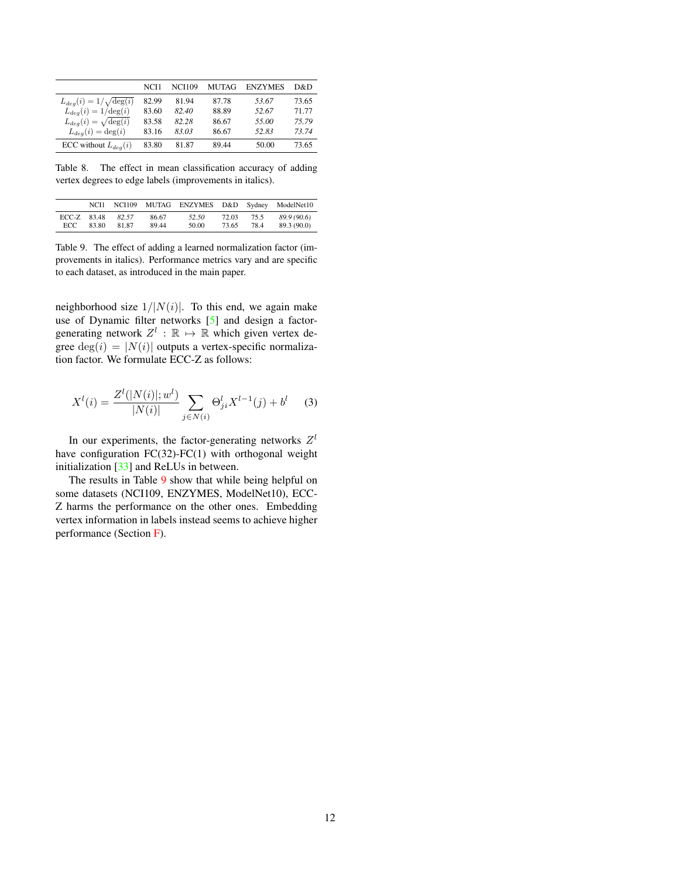| | NCI1 | NCI109 | MUTAG | ENZYMES | D&D |
|---|---|---|---|---|---|
| $L_{deg}(i) = 1/\sqrt{\deg(i)}$ | 82.99 | 81.94 | 87.78 | *53.67* | 73.65 |
| $L_{deg}(i) = 1/\deg(i)$ | 83.60 | *82.40* | 88.89 | *52.67* | 71.77 |
| $L_{deg}(i) = \sqrt{\deg(i)}$ | 83.58 | *82.28* | 86.67 | *55.00* | *75.79* |
| $L_{deg}(i) = \deg(i)$ | 83.16 | *83.03* | 86.67 | *52.83* | *73.74* |
| ECC without $L_{deg}(i)$ | 83.80 | 81.87 | 89.44 | 50.00 | 73.65 |

Table 8. The effect in mean classification accuracy of adding vertex degrees to edge labels (improvements in italics).

| | NCI1 | NCI109 | MUTAG | ENZYMES | D&D | Sydney | ModelNet10 |
|---|---|---|---|---|---|---|---|
| ECC-Z | 83.48 | *82.57* | 86.67 | *52.50* | 72.03 | 75.5 | *89.9 (90.6)* |
| ECC | 83.80 | 81.87 | 89.44 | 50.00 | 73.65 | 78.4 | 89.3 (90.0) |

Table 9. The effect of adding a learned normalization factor (improvements in italics). Performance metrics vary and are specific to each dataset, as introduced in the main paper.

neighborhood size $1/|N(i)|$. To this end, we again make use of Dynamic filter networks [5] and design a factor-generating network $Z^l : \mathbb{R} \mapsto \mathbb{R}$ which given vertex degree $\deg(i) = |N(i)|$ outputs a vertex-specific normalization factor. We formulate ECC-Z as follows:

$$X^l(i) = \frac{Z^l(|N(i)|; w^l)}{|N(i)|} \sum_{j \in N(i)} \Theta^l_{ji} X^{l-1}(j) + b^l \qquad (3)$$

In our experiments, the factor-generating networks $Z^l$ have configuration FC(32)-FC(1) with orthogonal weight initialization [33] and ReLUs in between.

The results in Table 9 show that while being helpful on some datasets (NCI109, ENZYMES, ModelNet10), ECC-Z harms the performance on the other ones. Embedding vertex information in labels instead seems to achieve higher performance (Section F).